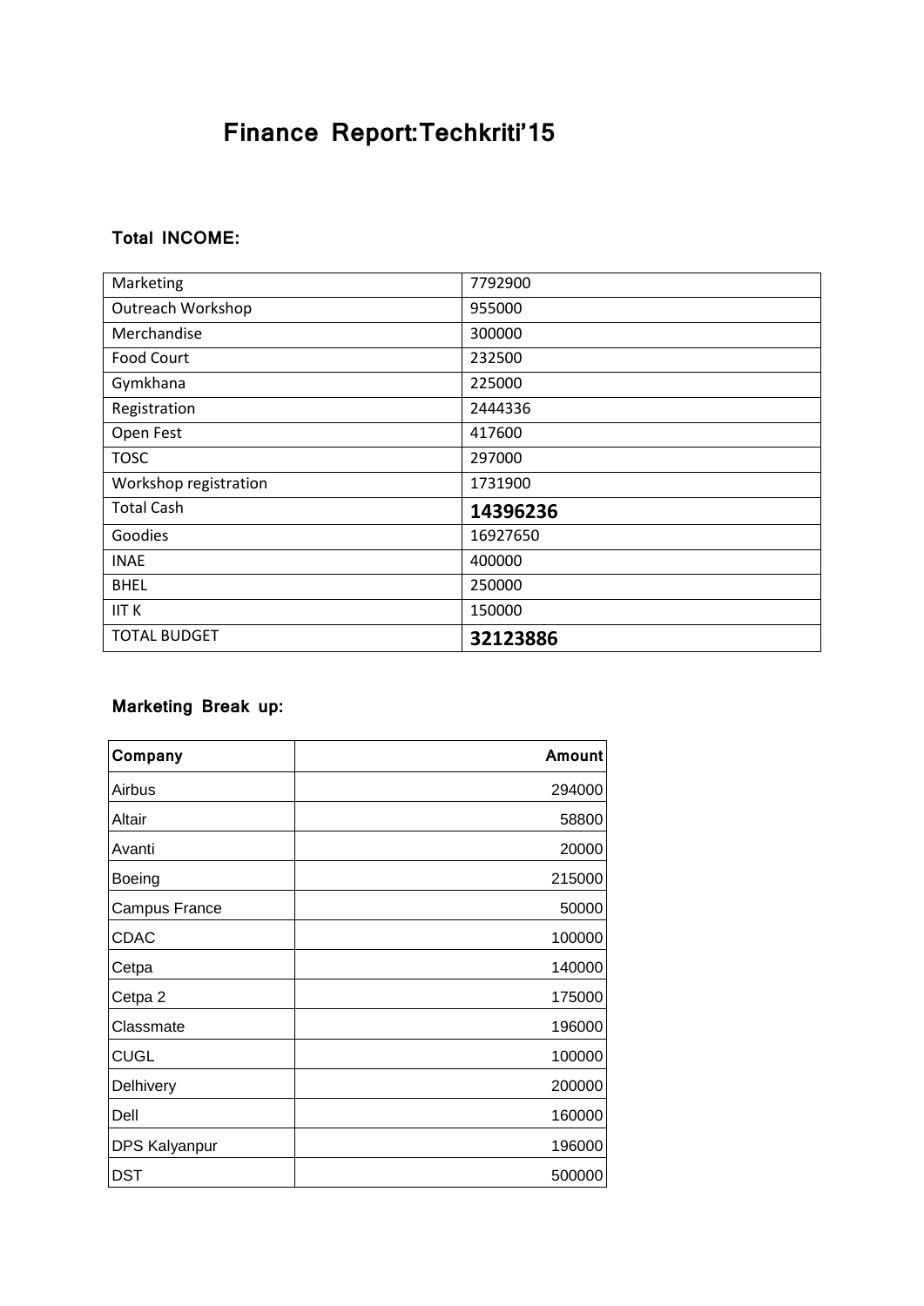# Finance Report:Techkriti'15

### Total INCOME:

| | |
|---|---|
| Marketing | 7792900 |
| Outreach Workshop | 955000 |
| Merchandise | 300000 |
| Food Court | 232500 |
| Gymkhana | 225000 |
| Registration | 2444336 |
| Open Fest | 417600 |
| TOSC | 297000 |
| Workshop registration | 1731900 |
| Total Cash | **14396236** |
| Goodies | 16927650 |
| INAE | 400000 |
| BHEL | 250000 |
| IIT K | 150000 |
| TOTAL BUDGET | **32123886** |

### Marketing Break up:

| Company | Amount |
|---|---:|
| Airbus | 294000 |
| Altair | 58800 |
| Avanti | 20000 |
| Boeing | 215000 |
| Campus France | 50000 |
| CDAC | 100000 |
| Cetpa | 140000 |
| Cetpa 2 | 175000 |
| Classmate | 196000 |
| CUGL | 100000 |
| Delhivery | 200000 |
| Dell | 160000 |
| DPS Kalyanpur | 196000 |
| DST | 500000 |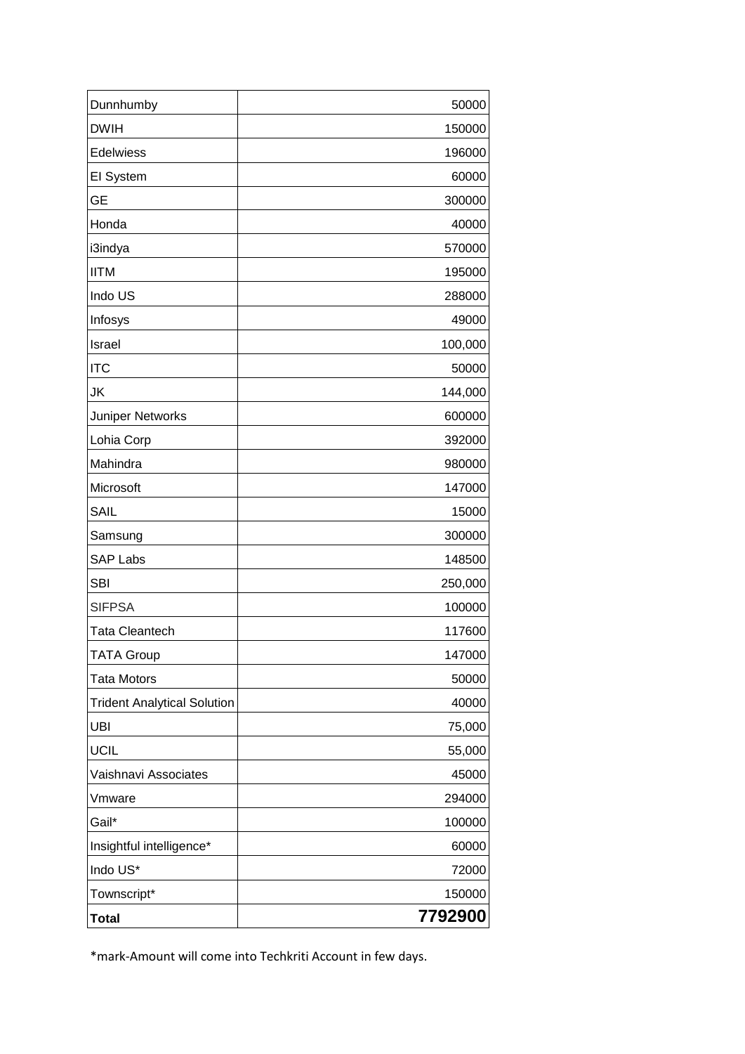| | |
|---|---|
| Dunnhumby | 50000 |
| DWIH | 150000 |
| Edelwiess | 196000 |
| EI System | 60000 |
| GE | 300000 |
| Honda | 40000 |
| i3indya | 570000 |
| IITM | 195000 |
| Indo US | 288000 |
| Infosys | 49000 |
| Israel | 100,000 |
| ITC | 50000 |
| JK | 144,000 |
| Juniper Networks | 600000 |
| Lohia Corp | 392000 |
| Mahindra | 980000 |
| Microsoft | 147000 |
| SAIL | 15000 |
| Samsung | 300000 |
| SAP Labs | 148500 |
| SBI | 250,000 |
| SIFPSA | 100000 |
| Tata Cleantech | 117600 |
| TATA Group | 147000 |
| Tata Motors | 50000 |
| Trident Analytical Solution | 40000 |
| UBI | 75,000 |
| UCIL | 55,000 |
| Vaishnavi Associates | 45000 |
| Vmware | 294000 |
| Gail* | 100000 |
| Insightful intelligence* | 60000 |
| Indo US* | 72000 |
| Townscript* | 150000 |
| **Total** | **7792900** |

*mark-Amount will come into Techkriti Account in few days.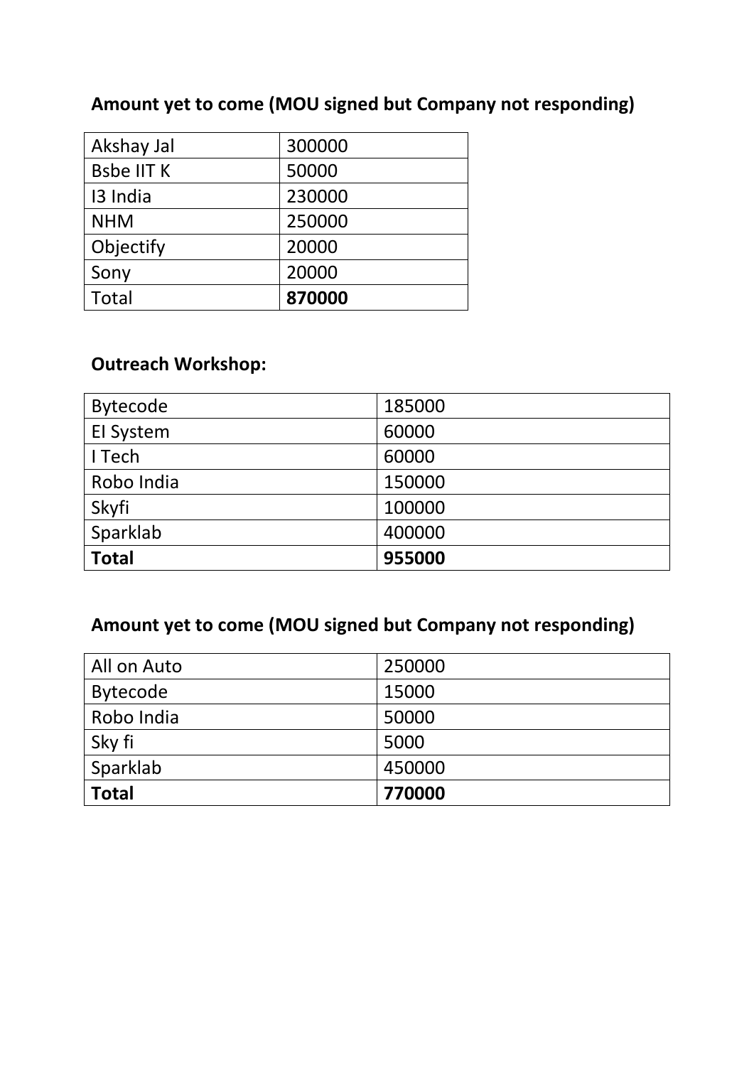**Amount yet to come (MOU signed but Company not responding)**

| | |
|---|---|
| Akshay Jal | 300000 |
| Bsbe IIT K | 50000 |
| I3 India | 230000 |
| NHM | 250000 |
| Objectify | 20000 |
| Sony | 20000 |
| Total | **870000** |

**Outreach Workshop:**

| | |
|---|---|
| Bytecode | 185000 |
| EI System | 60000 |
| I Tech | 60000 |
| Robo India | 150000 |
| Skyfi | 100000 |
| Sparklab | 400000 |
| **Total** | **955000** |

**Amount yet to come (MOU signed but Company not responding)**

| | |
|---|---|
| All on Auto | 250000 |
| Bytecode | 15000 |
| Robo India | 50000 |
| Sky fi | 5000 |
| Sparklab | 450000 |
| **Total** | **770000** |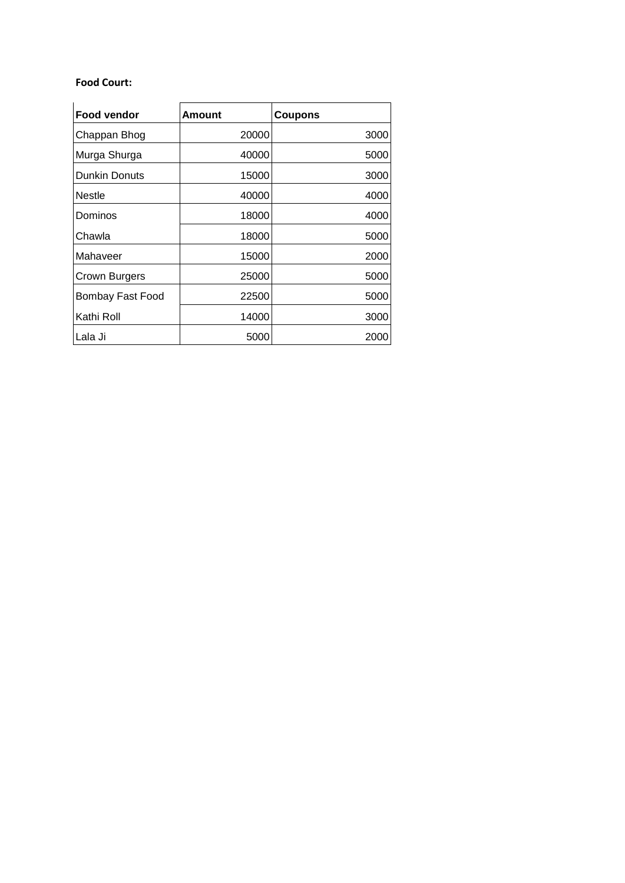**Food Court:**

| Food vendor | Amount | Coupons |
|---|---|---|
| Chappan Bhog | 20000 | 3000 |
| Murga Shurga | 40000 | 5000 |
| Dunkin Donuts | 15000 | 3000 |
| Nestle | 40000 | 4000 |
| Dominos | 18000 | 4000 |
| Chawla | 18000 | 5000 |
| Mahaveer | 15000 | 2000 |
| Crown Burgers | 25000 | 5000 |
| Bombay Fast Food | 22500 | 5000 |
| Kathi Roll | 14000 | 3000 |
| Lala Ji | 5000 | 2000 |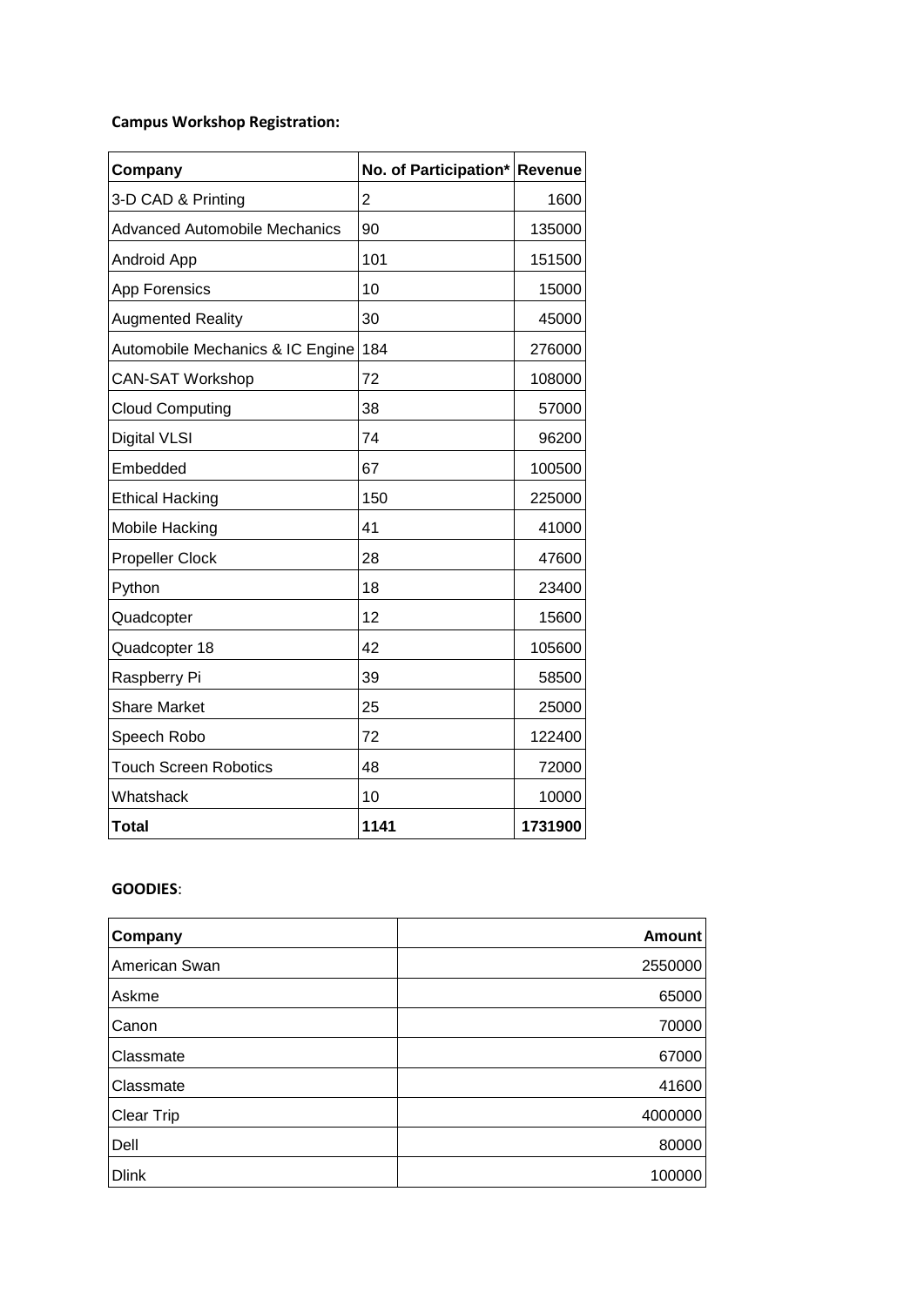**Campus Workshop Registration:**

| Company | No. of Participation* | Revenue |
|---|---|---|
| 3-D CAD & Printing | 2 | 1600 |
| Advanced Automobile Mechanics | 90 | 135000 |
| Android App | 101 | 151500 |
| App Forensics | 10 | 15000 |
| Augmented Reality | 30 | 45000 |
| Automobile Mechanics & IC Engine | 184 | 276000 |
| CAN-SAT Workshop | 72 | 108000 |
| Cloud Computing | 38 | 57000 |
| Digital VLSI | 74 | 96200 |
| Embedded | 67 | 100500 |
| Ethical Hacking | 150 | 225000 |
| Mobile Hacking | 41 | 41000 |
| Propeller Clock | 28 | 47600 |
| Python | 18 | 23400 |
| Quadcopter | 12 | 15600 |
| Quadcopter 18 | 42 | 105600 |
| Raspberry Pi | 39 | 58500 |
| Share Market | 25 | 25000 |
| Speech Robo | 72 | 122400 |
| Touch Screen Robotics | 48 | 72000 |
| Whatshack | 10 | 10000 |
| **Total** | **1141** | **1731900** |

**GOODIES**:

| Company | Amount |
|---|---|
| American Swan | 2550000 |
| Askme | 65000 |
| Canon | 70000 |
| Classmate | 67000 |
| Classmate | 41600 |
| Clear Trip | 4000000 |
| Dell | 80000 |
| Dlink | 100000 |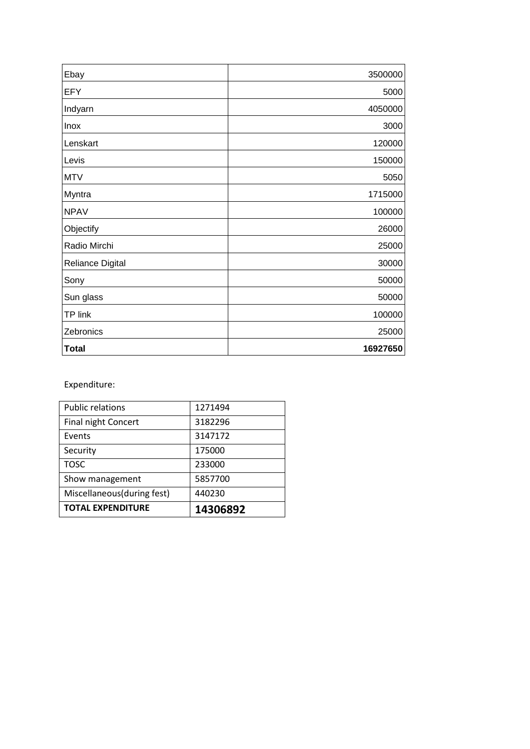| | |
|---|---|
| Ebay | 3500000 |
| EFY | 5000 |
| Indyarn | 4050000 |
| Inox | 3000 |
| Lenskart | 120000 |
| Levis | 150000 |
| MTV | 5050 |
| Myntra | 1715000 |
| NPAV | 100000 |
| Objectify | 26000 |
| Radio Mirchi | 25000 |
| Reliance Digital | 30000 |
| Sony | 50000 |
| Sun glass | 50000 |
| TP link | 100000 |
| Zebronics | 25000 |
| **Total** | **16927650** |

Expenditure:

| | |
|---|---|
| Public relations | 1271494 |
| Final night Concert | 3182296 |
| Events | 3147172 |
| Security | 175000 |
| TOSC | 233000 |
| Show management | 5857700 |
| Miscellaneous(during fest) | 440230 |
| **TOTAL EXPENDITURE** | **14306892** |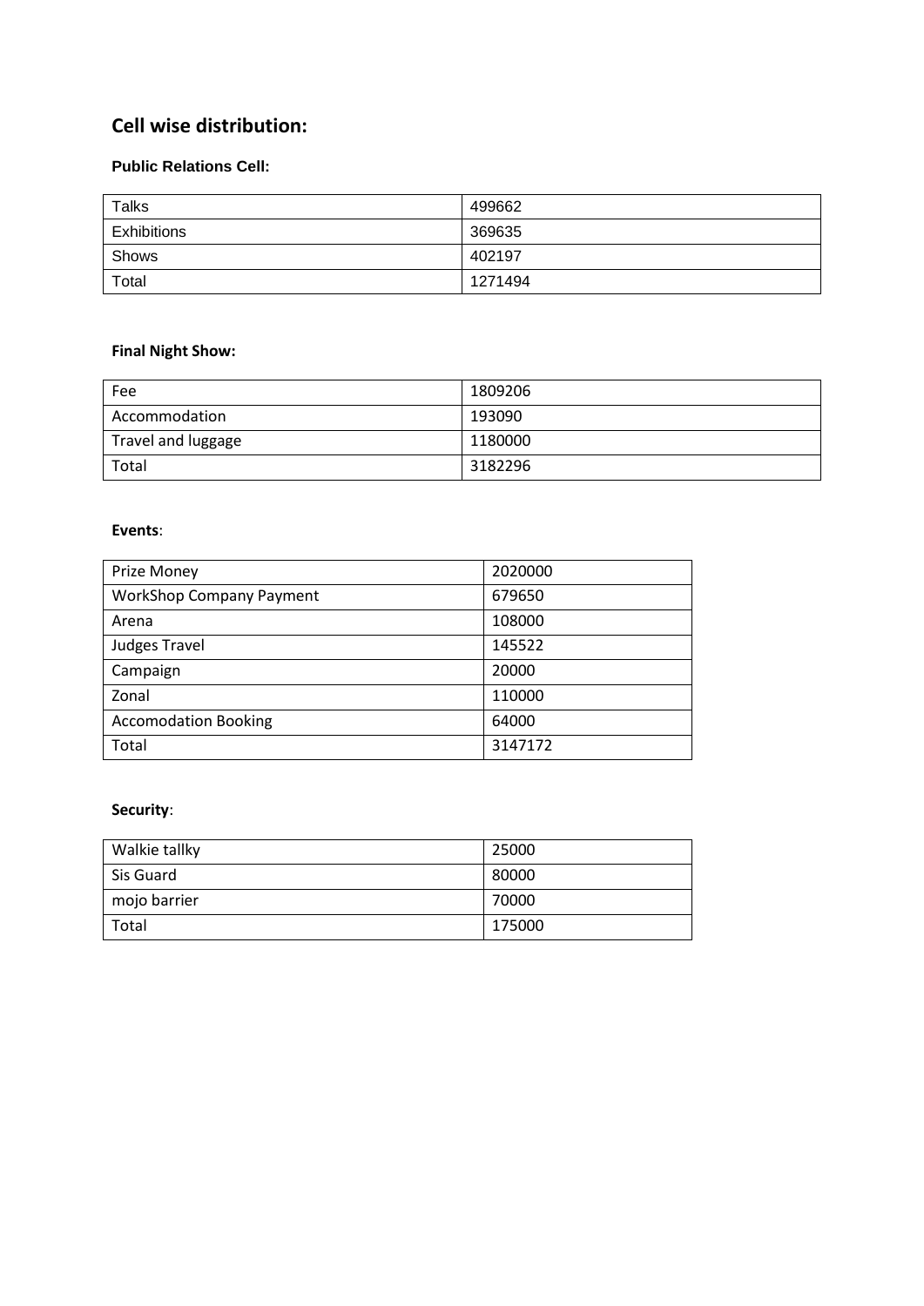## Cell wise distribution:

### Public Relations Cell:

| Talks | 499662 |
|---|---|
| Exhibitions | 369635 |
| Shows | 402197 |
| Total | 1271494 |

### Final Night Show:

| Fee | 1809206 |
|---|---|
| Accommodation | 193090 |
| Travel and luggage | 1180000 |
| Total | 3182296 |

**Events**:

| Prize Money | 2020000 |
|---|---|
| WorkShop Company Payment | 679650 |
| Arena | 108000 |
| Judges Travel | 145522 |
| Campaign | 20000 |
| Zonal | 110000 |
| Accomodation Booking | 64000 |
| Total | 3147172 |

**Security**:

| Walkie tallky | 25000 |
|---|---|
| Sis Guard | 80000 |
| mojo barrier | 70000 |
| Total | 175000 |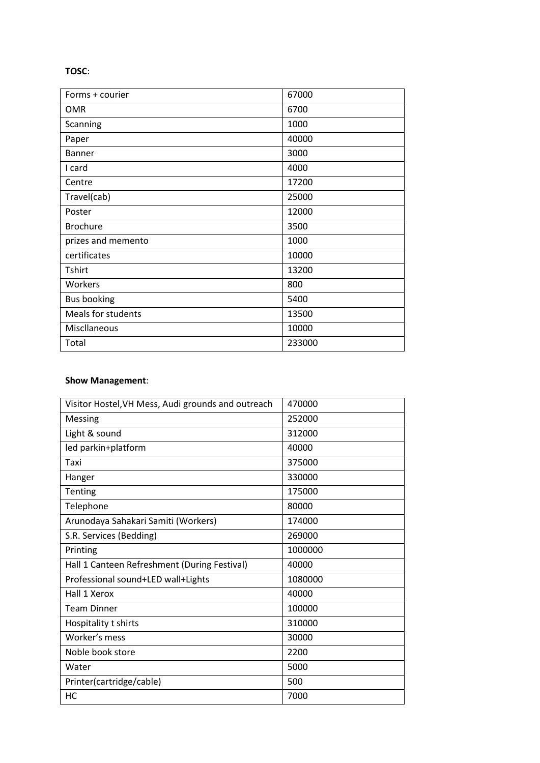**TOSC**:

| Forms + courier | 67000 |
|---|---|
| OMR | 6700 |
| Scanning | 1000 |
| Paper | 40000 |
| Banner | 3000 |
| I card | 4000 |
| Centre | 17200 |
| Travel(cab) | 25000 |
| Poster | 12000 |
| Brochure | 3500 |
| prizes and memento | 1000 |
| certificates | 10000 |
| Tshirt | 13200 |
| Workers | 800 |
| Bus booking | 5400 |
| Meals for students | 13500 |
| Miscllaneous | 10000 |
| Total | 233000 |

**Show Management**:

| Visitor Hostel,VH Mess, Audi grounds and outreach | 470000 |
|---|---|
| Messing | 252000 |
| Light & sound | 312000 |
| led parkin+platform | 40000 |
| Taxi | 375000 |
| Hanger | 330000 |
| Tenting | 175000 |
| Telephone | 80000 |
| Arunodaya Sahakari Samiti (Workers) | 174000 |
| S.R. Services (Bedding) | 269000 |
| Printing | 1000000 |
| Hall 1 Canteen Refreshment (During Festival) | 40000 |
| Professional sound+LED wall+Lights | 1080000 |
| Hall 1 Xerox | 40000 |
| Team Dinner | 100000 |
| Hospitality t shirts | 310000 |
| Worker's mess | 30000 |
| Noble book store | 2200 |
| Water | 5000 |
| Printer(cartridge/cable) | 500 |
| HC | 7000 |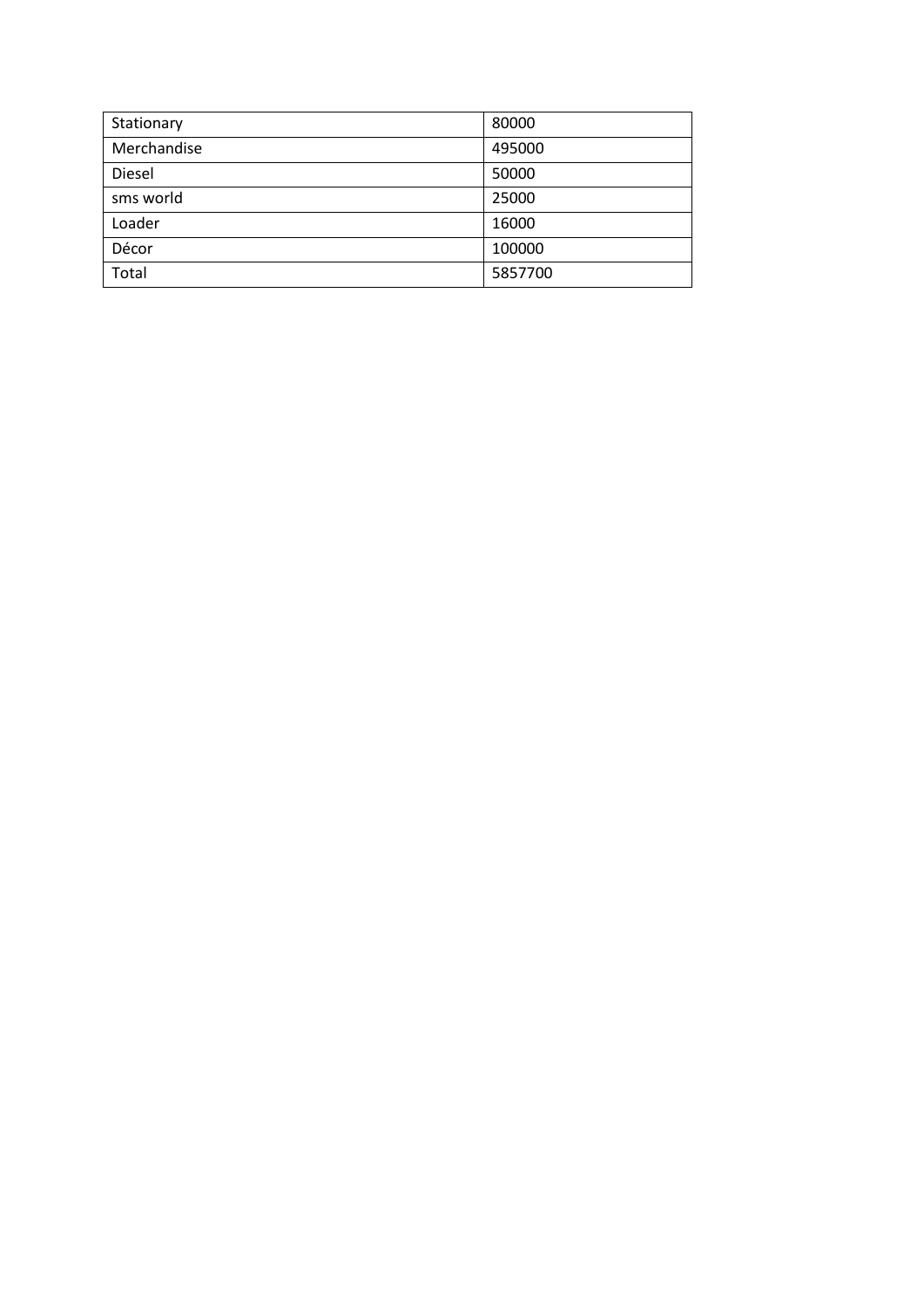| | |
|---|---|
| Stationary | 80000 |
| Merchandise | 495000 |
| Diesel | 50000 |
| sms world | 25000 |
| Loader | 16000 |
| Décor | 100000 |
| Total | 5857700 |